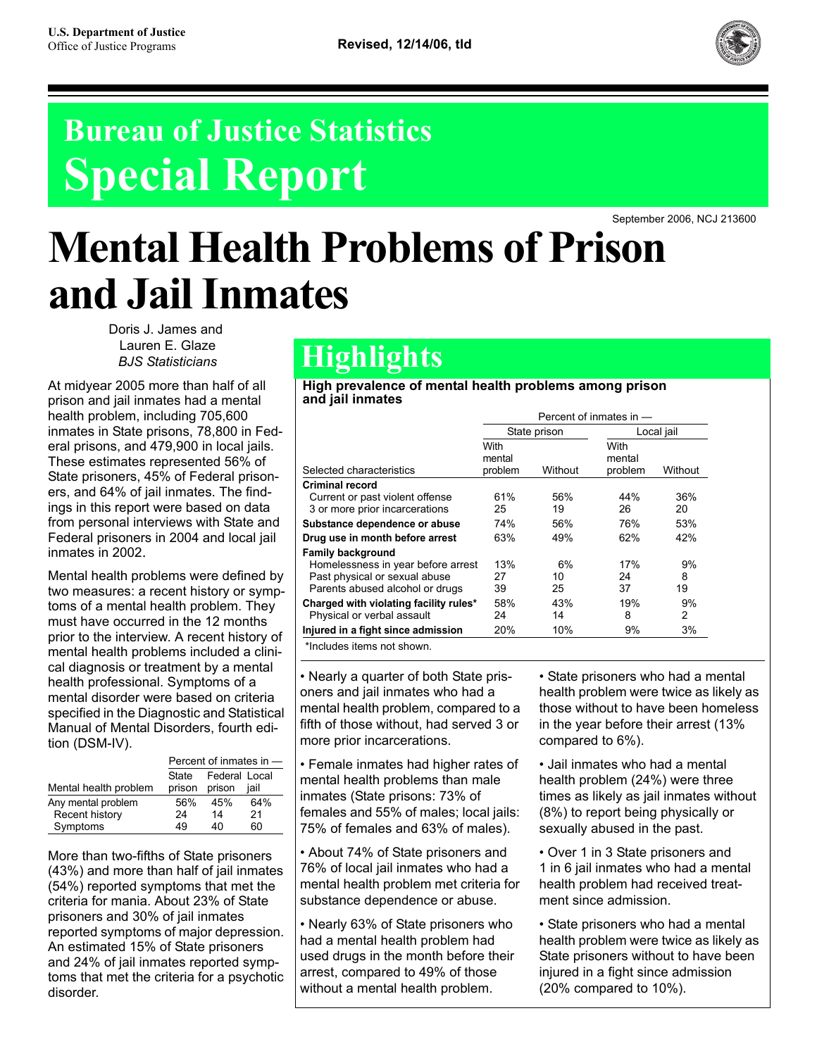U.S. Department of Justice
Office of Justice Programs

Revised, 12/14/06, tld

# Bureau of Justice Statistics Special Report

September 2006, NCJ 213600

# Mental Health Problems of Prison and Jail Inmates

Doris J. James and
Lauren E. Glaze
*BJS Statisticians*

At midyear 2005 more than half of all prison and jail inmates had a mental health problem, including 705,600 inmates in State prisons, 78,800 in Federal prisons, and 479,900 in local jails. These estimates represented 56% of State prisoners, 45% of Federal prisoners, and 64% of jail inmates. The findings in this report were based on data from personal interviews with State and Federal prisoners in 2004 and local jail inmates in 2002.

Mental health problems were defined by two measures: a recent history or symptoms of a mental health problem. They must have occurred in the 12 months prior to the interview. A recent history of mental health problems included a clinical diagnosis or treatment by a mental health professional. Symptoms of a mental disorder were based on criteria specified in the Diagnostic and Statistical Manual of Mental Disorders, fourth edition (DSM-IV).

| Mental health problem | Percent of inmates in — State prison | Federal prison | Local jail |
|---|---|---|---|
| Any mental problem | 56% | 45% | 64% |
| Recent history | 24 | 14 | 21 |
| Symptoms | 49 | 40 | 60 |

More than two-fifths of State prisoners (43%) and more than half of jail inmates (54%) reported symptoms that met the criteria for mania. About 23% of State prisoners and 30% of jail inmates reported symptoms of major depression. An estimated 15% of State prisoners and 24% of jail inmates reported symptoms that met the criteria for a psychotic disorder.

## Highlights

**High prevalence of mental health problems among prison and jail inmates**

| | Percent of inmates in — | | | |
|---|---|---|---|---|
| | State prison | | Local jail | |
| Selected characteristics | With mental problem | Without | With mental problem | Without |
| **Criminal record** | | | | |
| Current or past violent offense | 61% | 56% | 44% | 36% |
| 3 or more prior incarcerations | 25 | 19 | 26 | 20 |
| **Substance dependence or abuse** | 74% | 56% | 76% | 53% |
| **Drug use in month before arrest** | 63% | 49% | 62% | 42% |
| **Family background** | | | | |
| Homelessness in year before arrest | 13% | 6% | 17% | 9% |
| Past physical or sexual abuse | 27 | 10 | 24 | 8 |
| Parents abused alcohol or drugs | 39 | 25 | 37 | 19 |
| **Charged with violating facility rules*** | 58% | 43% | 19% | 9% |
| Physical or verbal assault | 24 | 14 | 8 | 2 |
| **Injured in a fight since admission** | 20% | 10% | 9% | 3% |

*Includes items not shown.

- Nearly a quarter of both State prisoners and jail inmates who had a mental health problem, compared to a fifth of those without, had served 3 or more prior incarcerations.
- Female inmates had higher rates of mental health problems than male inmates (State prisons: 73% of females and 55% of males; local jails: 75% of females and 63% of males).
- About 74% of State prisoners and 76% of local jail inmates who had a mental health problem met criteria for substance dependence or abuse.
- Nearly 63% of State prisoners who had a mental health problem had used drugs in the month before their arrest, compared to 49% of those without a mental health problem.
- State prisoners who had a mental health problem were twice as likely as those without to have been homeless in the year before their arrest (13% compared to 6%).
- Jail inmates who had a mental health problem (24%) were three times as likely as jail inmates without (8%) to report being physically or sexually abused in the past.
- Over 1 in 3 State prisoners and 1 in 6 jail inmates who had a mental health problem had received treatment since admission.
- State prisoners who had a mental health problem were twice as likely as State prisoners without to have been injured in a fight since admission (20% compared to 10%).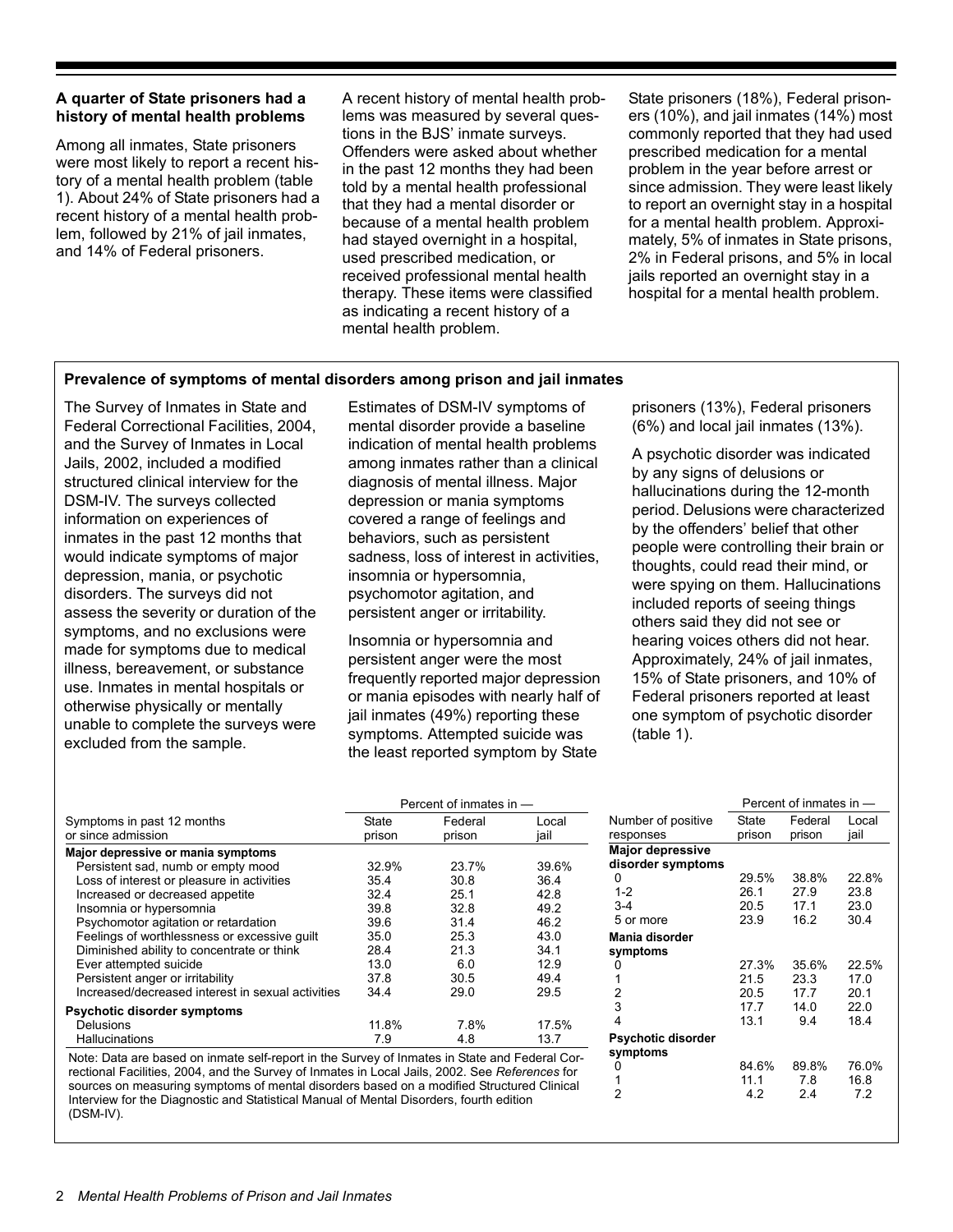### A quarter of State prisoners had a history of mental health problems

Among all inmates, State prisoners were most likely to report a recent history of a mental health problem (table 1). About 24% of State prisoners had a recent history of a mental health problem, followed by 21% of jail inmates, and 14% of Federal prisoners.

A recent history of mental health problems was measured by several questions in the BJS' inmate surveys. Offenders were asked about whether in the past 12 months they had been told by a mental health professional that they had a mental disorder or because of a mental health problem had stayed overnight in a hospital, used prescribed medication, or received professional mental health therapy. These items were classified as indicating a recent history of a mental health problem.

State prisoners (18%), Federal prisoners (10%), and jail inmates (14%) most commonly reported that they had used prescribed medication for a mental problem in the year before arrest or since admission. They were least likely to report an overnight stay in a hospital for a mental health problem. Approximately, 5% of inmates in State prisons, 2% in Federal prisons, and 5% in local jails reported an overnight stay in a hospital for a mental health problem.

### Prevalence of symptoms of mental disorders among prison and jail inmates

The Survey of Inmates in State and Federal Correctional Facilities, 2004, and the Survey of Inmates in Local Jails, 2002, included a modified structured clinical interview for the DSM-IV. The surveys collected information on experiences of inmates in the past 12 months that would indicate symptoms of major depression, mania, or psychotic disorders. The surveys did not assess the severity or duration of the symptoms, and no exclusions were made for symptoms due to medical illness, bereavement, or substance use. Inmates in mental hospitals or otherwise physically or mentally unable to complete the surveys were excluded from the sample.

Estimates of DSM-IV symptoms of mental disorder provide a baseline indication of mental health problems among inmates rather than a clinical diagnosis of mental illness. Major depression or mania symptoms covered a range of feelings and behaviors, such as persistent sadness, loss of interest in activities, insomnia or hypersomnia, psychomotor agitation, and persistent anger or irritability.

Insomnia or hypersomnia and persistent anger were the most frequently reported major depression or mania episodes with nearly half of jail inmates (49%) reporting these symptoms. Attempted suicide was the least reported symptom by State prisoners (13%), Federal prisoners (6%) and local jail inmates (13%).

A psychotic disorder was indicated by any signs of delusions or hallucinations during the 12-month period. Delusions were characterized by the offenders' belief that other people were controlling their brain or thoughts, could read their mind, or were spying on them. Hallucinations included reports of seeing things others said they did not see or hearing voices others did not hear. Approximately, 24% of jail inmates, 15% of State prisoners, and 10% of Federal prisoners reported at least one symptom of psychotic disorder (table 1).

| Symptoms in past 12 months or since admission | Percent of inmates in — State prison | Federal prison | Local jail |
|---|---|---|---|
| **Major depressive or mania symptoms** | | | |
| Persistent sad, numb or empty mood | 32.9% | 23.7% | 39.6% |
| Loss of interest or pleasure in activities | 35.4 | 30.8 | 36.4 |
| Increased or decreased appetite | 32.4 | 25.1 | 42.8 |
| Insomnia or hypersomnia | 39.8 | 32.8 | 49.2 |
| Psychomotor agitation or retardation | 39.6 | 31.4 | 46.2 |
| Feelings of worthlessness or excessive guilt | 35.0 | 25.3 | 43.0 |
| Diminished ability to concentrate or think | 28.4 | 21.3 | 34.1 |
| Ever attempted suicide | 13.0 | 6.0 | 12.9 |
| Persistent anger or irritability | 37.8 | 30.5 | 49.4 |
| Increased/decreased interest in sexual activities | 34.4 | 29.0 | 29.5 |
| **Psychotic disorder symptoms** | | | |
| Delusions | 11.8% | 7.8% | 17.5% |
| Hallucinations | 7.9 | 4.8 | 13.7 |

Note: Data are based on inmate self-report in the Survey of Inmates in State and Federal Correctional Facilities, 2004, and the Survey of Inmates in Local Jails, 2002. See *References* for sources on measuring symptoms of mental disorders based on a modified Structured Clinical Interview for the Diagnostic and Statistical Manual of Mental Disorders, fourth edition (DSM-IV).

| Number of positive responses | Percent of inmates in — State prison | Federal prison | Local jail |
|---|---|---|---|
| **Major depressive disorder symptoms** | | | |
| 0 | 29.5% | 38.8% | 22.8% |
| 1-2 | 26.1 | 27.9 | 23.8 |
| 3-4 | 20.5 | 17.1 | 23.0 |
| 5 or more | 23.9 | 16.2 | 30.4 |
| **Mania disorder symptoms** | | | |
| 0 | 27.3% | 35.6% | 22.5% |
| 1 | 21.5 | 23.3 | 17.0 |
| 2 | 20.5 | 17.7 | 20.1 |
| 3 | 17.7 | 14.0 | 22.0 |
| 4 | 13.1 | 9.4 | 18.4 |
| **Psychotic disorder symptoms** | | | |
| 0 | 84.6% | 89.8% | 76.0% |
| 1 | 11.1 | 7.8 | 16.8 |
| 2 | 4.2 | 2.4 | 7.2 |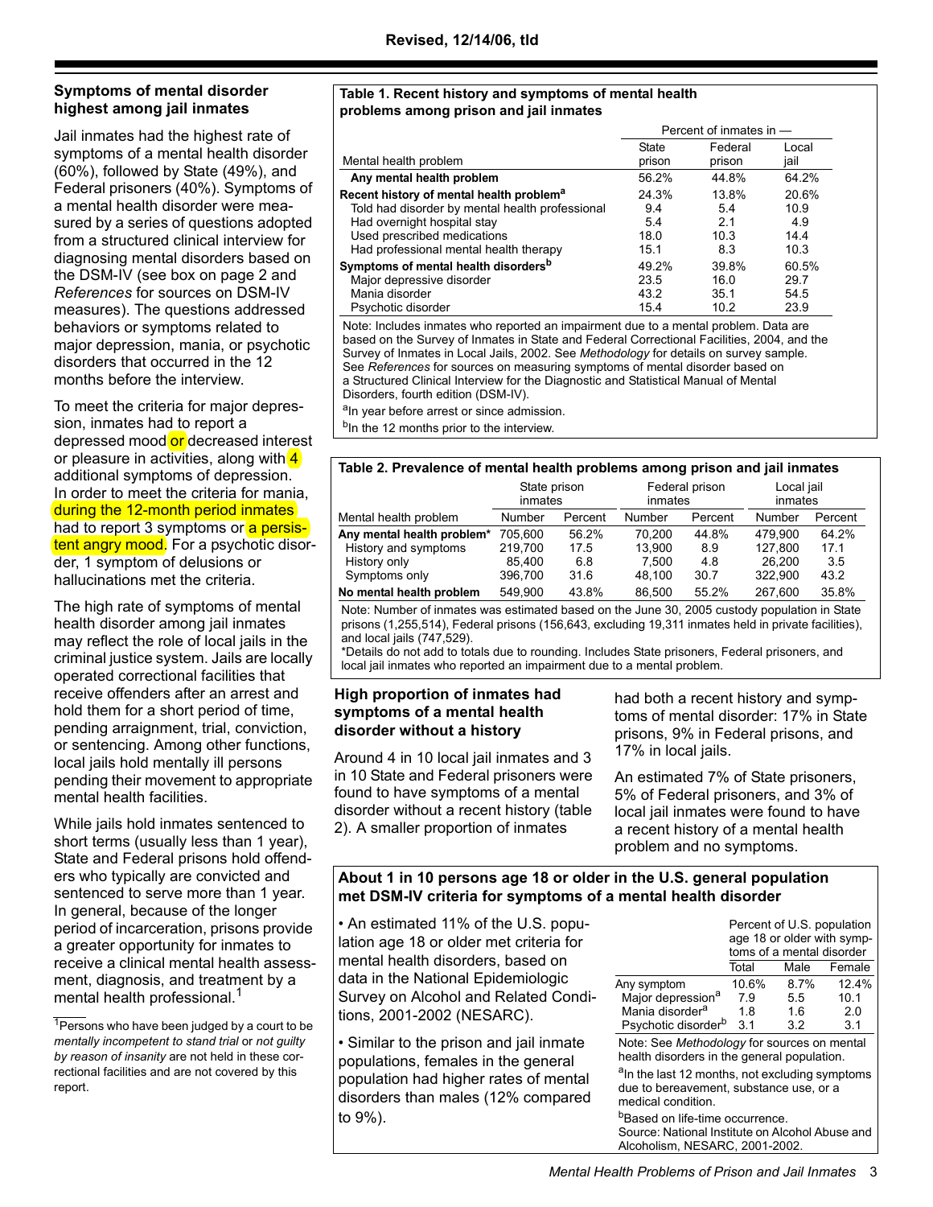Revised, 12/14/06, tld

### Symptoms of mental disorder highest among jail inmates

Jail inmates had the highest rate of symptoms of a mental health disorder (60%), followed by State (49%), and Federal prisoners (40%). Symptoms of a mental health disorder were measured by a series of questions adopted from a structured clinical interview for diagnosing mental disorders based on the DSM-IV (see box on page 2 and *References* for sources on DSM-IV measures). The questions addressed behaviors or symptoms related to major depression, mania, or psychotic disorders that occurred in the 12 months before the interview.

To meet the criteria for major depression, inmates had to report a depressed mood or decreased interest or pleasure in activities, along with 4 additional symptoms of depression. In order to meet the criteria for mania, during the 12-month period inmates had to report 3 symptoms or a persistent angry mood. For a psychotic disorder, 1 symptom of delusions or hallucinations met the criteria.

The high rate of symptoms of mental health disorder among jail inmates may reflect the role of local jails in the criminal justice system. Jails are locally operated correctional facilities that receive offenders after an arrest and hold them for a short period of time, pending arraignment, trial, conviction, or sentencing. Among other functions, local jails hold mentally ill persons pending their movement to appropriate mental health facilities.

While jails hold inmates sentenced to short terms (usually less than 1 year), State and Federal prisons hold offenders who typically are convicted and sentenced to serve more than 1 year. In general, because of the longer period of incarceration, prisons provide a greater opportunity for inmates to receive a clinical mental health assessment, diagnosis, and treatment by a mental health professional.[1]

[1] Persons who have been judged by a court to be *mentally incompetent to stand trial* or *not guilty by reason of insanity* are not held in these correctional facilities and are not covered by this report.

**Table 1. Recent history and symptoms of mental health problems among prison and jail inmates**

| Mental health problem | Percent of inmates in — State prison | Federal prison | Local jail |
|---|---|---|---|
| **Any mental health problem** | 56.2% | 44.8% | 64.2% |
| **Recent history of mental health problem[a]** | 24.3% | 13.8% | 20.6% |
| Told had disorder by mental health professional | 9.4 | 5.4 | 10.9 |
| Had overnight hospital stay | 5.4 | 2.1 | 4.9 |
| Used prescribed medications | 18.0 | 10.3 | 14.4 |
| Had professional mental health therapy | 15.1 | 8.3 | 10.3 |
| **Symptoms of mental health disorders[b]** | 49.2% | 39.8% | 60.5% |
| Major depressive disorder | 23.5 | 16.0 | 29.7 |
| Mania disorder | 43.2 | 35.1 | 54.5 |
| Psychotic disorder | 15.4 | 10.2 | 23.9 |

Note: Includes inmates who reported an impairment due to a mental problem. Data are based on the Survey of Inmates in State and Federal Correctional Facilities, 2004, and the Survey of Inmates in Local Jails, 2002. See *Methodology* for details on survey sample. See *References* for sources on measuring symptoms of mental disorder based on a Structured Clinical Interview for the Diagnostic and Statistical Manual of Mental Disorders, fourth edition (DSM-IV).

[a] In year before arrest or since admission.

[b] In the 12 months prior to the interview.

**Table 2. Prevalence of mental health problems among prison and jail inmates**

| Mental health problem | State prison inmates | | Federal prison inmates | | Local jail inmates | |
|---|---|---|---|---|---|---|
| | Number | Percent | Number | Percent | Number | Percent |
| **Any mental health problem*** | 705,600 | 56.2% | 70,200 | 44.8% | 479,900 | 64.2% |
| History and symptoms | 219,700 | 17.5 | 13,900 | 8.9 | 127,800 | 17.1 |
| History only | 85,400 | 6.8 | 7,500 | 4.8 | 26,200 | 3.5 |
| Symptoms only | 396,700 | 31.6 | 48,100 | 30.7 | 322,900 | 43.2 |
| **No mental health problem** | 549,900 | 43.8% | 86,500 | 55.2% | 267,600 | 35.8% |

Note: Number of inmates was estimated based on the June 30, 2005 custody population in State prisons (1,255,514), Federal prisons (156,643, excluding 19,311 inmates held in private facilities), and local jails (747,529).

*Details do not add to totals due to rounding. Includes State prisoners, Federal prisoners, and local jail inmates who reported an impairment due to a mental problem.

### High proportion of inmates had symptoms of a mental health disorder without a history

Around 4 in 10 local jail inmates and 3 in 10 State and Federal prisoners were found to have symptoms of a mental disorder without a recent history (table 2). A smaller proportion of inmates had both a recent history and symptoms of mental disorder: 17% in State prisons, 9% in Federal prisons, and 17% in local jails.

An estimated 7% of State prisoners, 5% of Federal prisoners, and 3% of local jail inmates were found to have a recent history of a mental health problem and no symptoms.

### About 1 in 10 persons age 18 or older in the U.S. general population met DSM-IV criteria for symptoms of a mental health disorder

- An estimated 11% of the U.S. population age 18 or older met criteria for mental health disorders, based on data in the National Epidemiologic Survey on Alcohol and Related Conditions, 2001-2002 (NESARC).
- Similar to the prison and jail inmate populations, females in the general population had higher rates of mental disorders than males (12% compared to 9%).

| | Percent of U.S. population age 18 or older with symptoms of a mental disorder — Total | Male | Female |
|---|---|---|---|
| Any symptom | 10.6% | 8.7% | 12.4% |
| Major depression[a] | 7.9 | 5.5 | 10.1 |
| Mania disorder[a] | 1.8 | 1.6 | 2.0 |
| Psychotic disorder[b] | 3.1 | 3.2 | 3.1 |

Note: See *Methodology* for sources on mental health disorders in the general population.

[a] In the last 12 months, not excluding symptoms due to bereavement, substance use, or a medical condition.

[b] Based on life-time occurrence.

Source: National Institute on Alcohol Abuse and Alcoholism, NESARC, 2001-2002.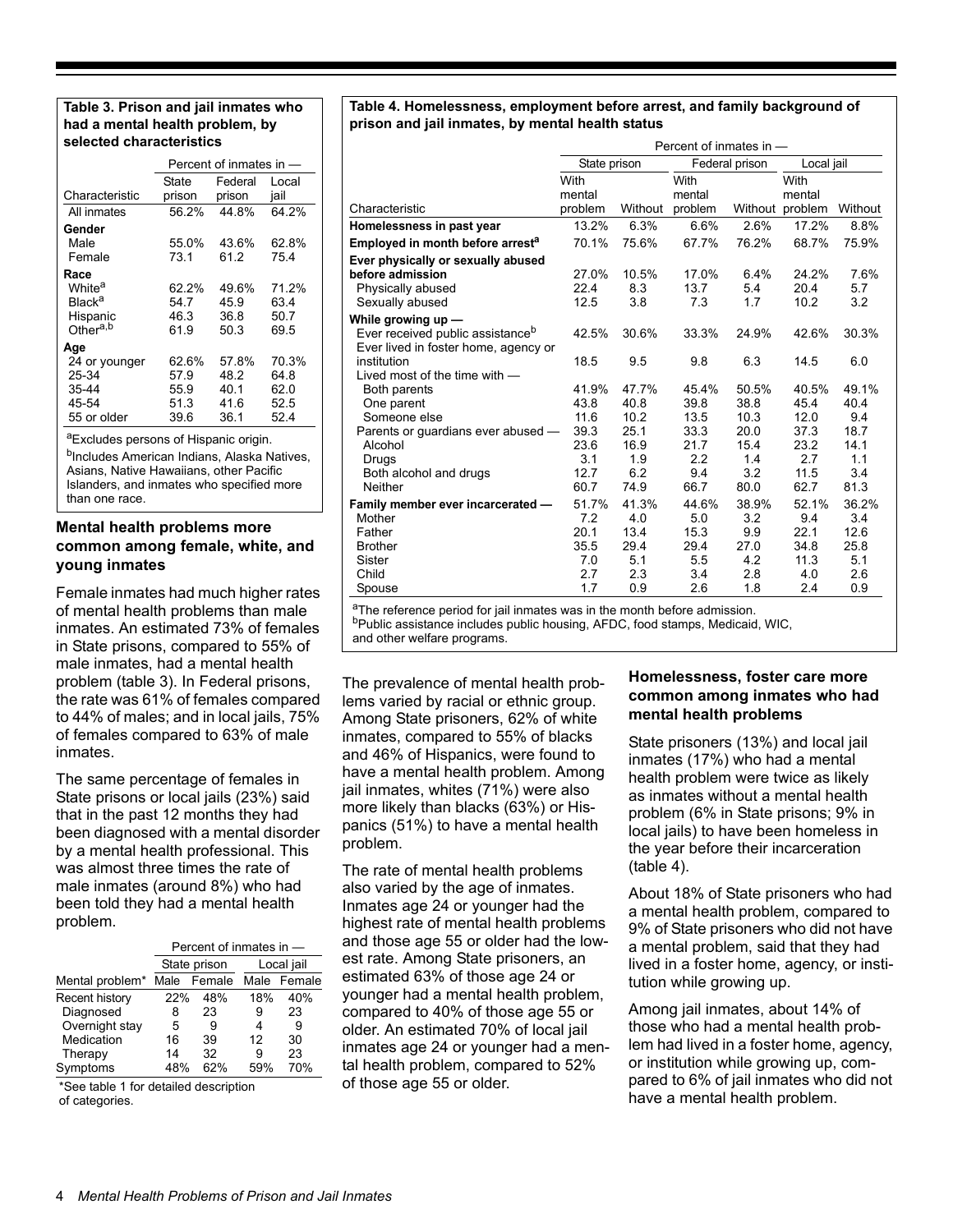**Table 3. Prison and jail inmates who had a mental health problem, by selected characteristics**

| | Percent of inmates in — | | |
|---|---|---|---|
| Characteristic | State prison | Federal prison | Local jail |
| All inmates | 56.2% | 44.8% | 64.2% |
| **Gender** | | | |
| Male | 55.0% | 43.6% | 62.8% |
| Female | 73.1 | 61.2 | 75.4 |
| **Race** | | | |
| White[a] | 62.2% | 49.6% | 71.2% |
| Black[a] | 54.7 | 45.9 | 63.4 |
| Hispanic | 46.3 | 36.8 | 50.7 |
| Other[a,b] | 61.9 | 50.3 | 69.5 |
| **Age** | | | |
| 24 or younger | 62.6% | 57.8% | 70.3% |
| 25-34 | 57.9 | 48.2 | 64.8 |
| 35-44 | 55.9 | 40.1 | 62.0 |
| 45-54 | 51.3 | 41.6 | 52.5 |
| 55 or older | 39.6 | 36.1 | 52.4 |

[a]Excludes persons of Hispanic origin.
[b]Includes American Indians, Alaska Natives, Asians, Native Hawaiians, other Pacific Islanders, and inmates who specified more than one race.

### Mental health problems more common among female, white, and young inmates

Female inmates had much higher rates of mental health problems than male inmates. An estimated 73% of females in State prisons, compared to 55% of male inmates, had a mental health problem (table 3). In Federal prisons, the rate was 61% of females compared to 44% of males; and in local jails, 75% of females compared to 63% of male inmates.

The same percentage of females in State prisons or local jails (23%) said that in the past 12 months they had been diagnosed with a mental disorder by a mental health professional. This was almost three times the rate of male inmates (around 8%) who had been told they had a mental health problem.

| | Percent of inmates in — | | | |
|---|---|---|---|---|
| | State prison | | Local jail | |
| Mental problem* | Male | Female | Male | Female |
| Recent history | 22% | 48% | 18% | 40% |
| Diagnosed | 8 | 23 | 9 | 23 |
| Overnight stay | 5 | 9 | 4 | 9 |
| Medication | 16 | 39 | 12 | 30 |
| Therapy | 14 | 32 | 9 | 23 |
| Symptoms | 48% | 62% | 59% | 70% |

*See table 1 for detailed description of categories.

**Table 4. Homelessness, employment before arrest, and family background of prison and jail inmates, by mental health status**

| | Percent of inmates in — | | | | | |
|---|---|---|---|---|---|---|
| | State prison | | Federal prison | | Local jail | |
| Characteristic | With mental problem | Without | With mental problem | Without | With mental problem | Without |
| **Homelessness in past year** | 13.2% | 6.3% | 6.6% | 2.6% | 17.2% | 8.8% |
| **Employed in month before arrest[a]** | 70.1% | 75.6% | 67.7% | 76.2% | 68.7% | 75.9% |
| **Ever physically or sexually abused before admission** | 27.0% | 10.5% | 17.0% | 6.4% | 24.2% | 7.6% |
| Physically abused | 22.4 | 8.3 | 13.7 | 5.4 | 20.4 | 5.7 |
| Sexually abused | 12.5 | 3.8 | 7.3 | 1.7 | 10.2 | 3.2 |
| **While growing up —** | | | | | | |
| Ever received public assistance[b] | 42.5% | 30.6% | 33.3% | 24.9% | 42.6% | 30.3% |
| Ever lived in foster home, agency or institution | 18.5 | 9.5 | 9.8 | 6.3 | 14.5 | 6.0 |
| Lived most of the time with — | | | | | | |
| Both parents | 41.9% | 47.7% | 45.4% | 50.5% | 40.5% | 49.1% |
| One parent | 43.8 | 40.8 | 39.8 | 38.8 | 45.4 | 40.4 |
| Someone else | 11.6 | 10.2 | 13.5 | 10.3 | 12.0 | 9.4 |
| Parents or guardians ever abused — | 39.3 | 25.1 | 33.3 | 20.0 | 37.3 | 18.7 |
| Alcohol | 23.6 | 16.9 | 21.7 | 15.4 | 23.2 | 14.1 |
| Drugs | 3.1 | 1.9 | 2.2 | 1.4 | 2.7 | 1.1 |
| Both alcohol and drugs | 12.7 | 6.2 | 9.4 | 3.2 | 11.5 | 3.4 |
| Neither | 60.7 | 74.9 | 66.7 | 80.0 | 62.7 | 81.3 |
| **Family member ever incarcerated —** | 51.7% | 41.3% | 44.6% | 38.9% | 52.1% | 36.2% |
| Mother | 7.2 | 4.0 | 5.0 | 3.2 | 9.4 | 3.4 |
| Father | 20.1 | 13.4 | 15.3 | 9.9 | 22.1 | 12.6 |
| Brother | 35.5 | 29.4 | 29.4 | 27.0 | 34.8 | 25.8 |
| Sister | 7.0 | 5.1 | 5.5 | 4.2 | 11.3 | 5.1 |
| Child | 2.7 | 2.3 | 3.4 | 2.8 | 4.0 | 2.6 |
| Spouse | 1.7 | 0.9 | 2.6 | 1.8 | 2.4 | 0.9 |

[a]The reference period for jail inmates was in the month before admission.
[b]Public assistance includes public housing, AFDC, food stamps, Medicaid, WIC, and other welfare programs.

The prevalence of mental health problems varied by racial or ethnic group. Among State prisoners, 62% of white inmates, compared to 55% of blacks and 46% of Hispanics, were found to have a mental health problem. Among jail inmates, whites (71%) were also more likely than blacks (63%) or Hispanics (51%) to have a mental health problem.

The rate of mental health problems also varied by the age of inmates. Inmates age 24 or younger had the highest rate of mental health problems and those age 55 or older had the lowest rate. Among State prisoners, an estimated 63% of those age 24 or younger had a mental health problem, compared to 40% of those age 55 or older. An estimated 70% of local jail inmates age 24 or younger had a mental health problem, compared to 52% of those age 55 or older.

### Homelessness, foster care more common among inmates who had mental health problems

State prisoners (13%) and local jail inmates (17%) who had a mental health problem were twice as likely as inmates without a mental health problem (6% in State prisons; 9% in local jails) to have been homeless in the year before their incarceration (table 4).

About 18% of State prisoners who had a mental health problem, compared to 9% of State prisoners who did not have a mental problem, said that they had lived in a foster home, agency, or institution while growing up.

Among jail inmates, about 14% of those who had a mental health problem had lived in a foster home, agency, or institution while growing up, compared to 6% of jail inmates who did not have a mental health problem.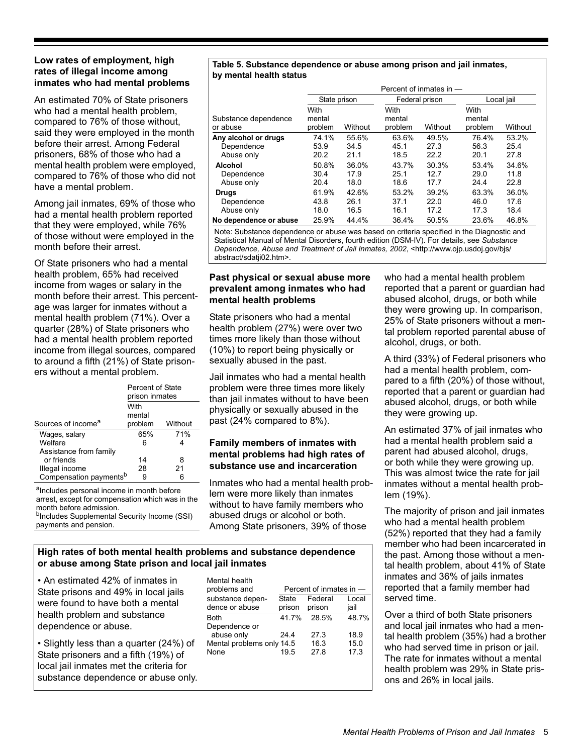### Low rates of employment, high rates of illegal income among inmates who had mental problems

An estimated 70% of State prisoners who had a mental health problem, compared to 76% of those without, said they were employed in the month before their arrest. Among Federal prisoners, 68% of those who had a mental health problem were employed, compared to 76% of those who did not have a mental problem.

Among jail inmates, 69% of those who had a mental health problem reported that they were employed, while 76% of those without were employed in the month before their arrest.

Of State prisoners who had a mental health problem, 65% had received income from wages or salary in the month before their arrest. This percentage was larger for inmates without a mental health problem (71%). Over a quarter (28%) of State prisoners who had a mental health problem reported income from illegal sources, compared to around a fifth (21%) of State prisoners without a mental problem.

| Sources of income[a] | Percent of State prison inmates | |
|---|---|---|
| | With mental problem | Without |
| Wages, salary | 65% | 71% |
| Welfare | 6 | 4 |
| Assistance from family or friends | 14 | 8 |
| Illegal income | 28 | 21 |
| Compensation payments[b] | 9 | 6 |

[a]Includes personal income in month before arrest, except for compensation which was in the month before admission.
[b]Includes Supplemental Security Income (SSI) payments and pension.

**Table 5. Substance dependence or abuse among prison and jail inmates, by mental health status**

| Substance dependence or abuse | Percent of inmates in — | | | | | |
|---|---|---|---|---|---|---|
| | State prison | | Federal prison | | Local jail | |
| | With mental problem | Without | With mental problem | Without | With mental problem | Without |
| **Any alcohol or drugs** | 74.1% | 55.6% | 63.6% | 49.5% | 76.4% | 53.2% |
| Dependence | 53.9 | 34.5 | 45.1 | 27.3 | 56.3 | 25.4 |
| Abuse only | 20.2 | 21.1 | 18.5 | 22.2 | 20.1 | 27.8 |
| **Alcohol** | 50.8% | 36.0% | 43.7% | 30.3% | 53.4% | 34.6% |
| Dependence | 30.4 | 17.9 | 25.1 | 12.7 | 29.0 | 11.8 |
| Abuse only | 20.4 | 18.0 | 18.6 | 17.7 | 24.4 | 22.8 |
| **Drugs** | 61.9% | 42.6% | 53.2% | 39.2% | 63.3% | 36.0% |
| Dependence | 43.8 | 26.1 | 37.1 | 22.0 | 46.0 | 17.6 |
| Abuse only | 18.0 | 16.5 | 16.1 | 17.2 | 17.3 | 18.4 |
| **No dependence or abuse** | 25.9% | 44.4% | 36.4% | 50.5% | 23.6% | 46.8% |

Note: Substance dependence or abuse was based on criteria specified in the Diagnostic and Statistical Manual of Mental Disorders, fourth edition (DSM-IV). For details, see *Substance Dependence, Abuse and Treatment of Jail Inmates, 2002*, <http://www.ojp.usdoj.gov/bjs/abstract/sdatji02.htm>.

### Past physical or sexual abuse more prevalent among inmates who had mental health problems

State prisoners who had a mental health problem (27%) were over two times more likely than those without (10%) to report being physically or sexually abused in the past.

Jail inmates who had a mental health problem were three times more likely than jail inmates without to have been physically or sexually abused in the past (24% compared to 8%).

### Family members of inmates with mental problems had high rates of substance use and incarceration

Inmates who had a mental health problem were more likely than inmates without to have family members who abused drugs or alcohol or both. Among State prisoners, 39% of those who had a mental health problem reported that a parent or guardian had abused alcohol, drugs, or both when they were growing up. In comparison, 25% of State prisoners without a mental problem reported parental abuse of alcohol, drugs, or both.

A third (33%) of Federal prisoners who had a mental health problem, compared to a fifth (20%) of those without, reported that a parent or guardian had abused alcohol, drugs, or both while they were growing up.

An estimated 37% of jail inmates who had a mental health problem said a parent had abused alcohol, drugs, or both while they were growing up. This was almost twice the rate for jail inmates without a mental health problem (19%).

The majority of prison and jail inmates who had a mental health problem (52%) reported that they had a family member who had been incarcerated in the past. Among those without a mental health problem, about 41% of State inmates and 36% of jails inmates reported that a family member had served time.

Over a third of both State prisoners and local jail inmates who had a mental health problem (35%) had a brother who had served time in prison or jail. The rate for inmates without a mental health problem was 29% in State prisons and 26% in local jails.

### High rates of both mental health problems and substance dependence or abuse among State prison and local jail inmates

- An estimated 42% of inmates in State prisons and 49% in local jails were found to have both a mental health problem and substance dependence or abuse.
- Slightly less than a quarter (24%) of State prisoners and a fifth (19%) of local jail inmates met the criteria for substance dependence or abuse only.

| Mental health problems and substance dependence or abuse | Percent of inmates in — | | |
|---|---|---|---|
| | State prison | Federal prison | Local jail |
| Both | 41.7% | 28.5% | 48.7% |
| Dependence or abuse only | 24.4 | 27.3 | 18.9 |
| Mental problems only | 14.5 | 16.3 | 15.0 |
| None | 19.5 | 27.8 | 17.3 |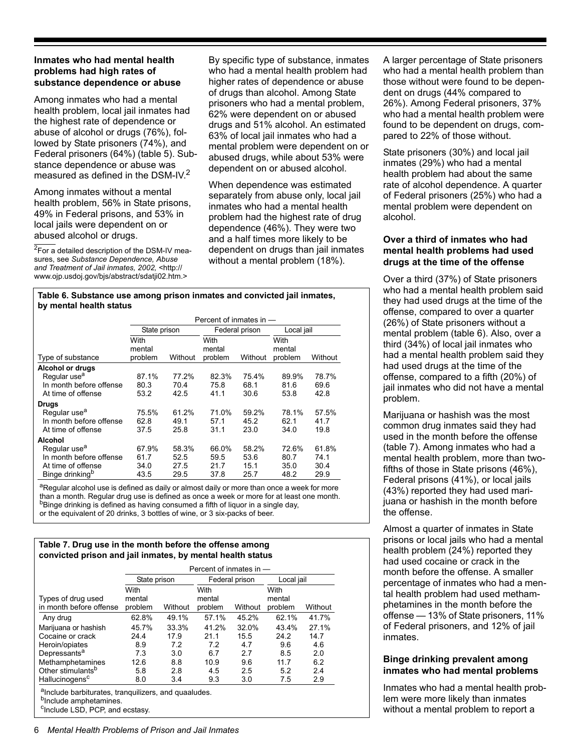### Inmates who had mental health problems had high rates of substance dependence or abuse

Among inmates who had a mental health problem, local jail inmates had the highest rate of dependence or abuse of alcohol or drugs (76%), followed by State prisoners (74%), and Federal prisoners (64%) (table 5). Substance dependence or abuse was measured as defined in the DSM-IV.[2]

Among inmates without a mental health problem, 56% in State prisons, 49% in Federal prisons, and 53% in local jails were dependent on or abused alcohol or drugs.

[2]For a detailed description of the DSM-IV measures, see *Substance Dependence, Abuse and Treatment of Jail inmates, 2002*, <http://www.ojp.usdoj.gov/bjs/abstract/sdatji02.htm.>

By specific type of substance, inmates who had a mental health problem had higher rates of dependence or abuse of drugs than alcohol. Among State prisoners who had a mental problem, 62% were dependent on or abused drugs and 51% alcohol. An estimated 63% of local jail inmates who had a mental problem were dependent on or abused drugs, while about 53% were dependent on or abused alcohol.

When dependence was estimated separately from abuse only, local jail inmates who had a mental health problem had the highest rate of drug dependence (46%). They were two and a half times more likely to be dependent on drugs than jail inmates without a mental problem (18%).

A larger percentage of State prisoners who had a mental health problem than those without were found to be dependent on drugs (44% compared to 26%). Among Federal prisoners, 37% who had a mental health problem were found to be dependent on drugs, compared to 22% of those without.

State prisoners (30%) and local jail inmates (29%) who had a mental health problem had about the same rate of alcohol dependence. A quarter of Federal prisoners (25%) who had a mental problem were dependent on alcohol.

**Table 6. Substance use among prison inmates and convicted jail inmates, by mental health status**

| | Percent of inmates in — | | | | | |
|---|---|---|---|---|---|---|
| | State prison | | Federal prison | | Local jail | |
| Type of substance | With mental problem | Without | With mental problem | Without | With mental problem | Without |
| **Alcohol or drugs** | | | | | | |
| Regular use[a] | 87.1% | 77.2% | 82.3% | 75.4% | 89.9% | 78.7% |
| In month before offense | 80.3 | 70.4 | 75.8 | 68.1 | 81.6 | 69.6 |
| At time of offense | 53.2 | 42.5 | 41.1 | 30.6 | 53.8 | 42.8 |
| **Drugs** | | | | | | |
| Regular use[a] | 75.5% | 61.2% | 71.0% | 59.2% | 78.1% | 57.5% |
| In month before offense | 62.8 | 49.1 | 57.1 | 45.2 | 62.1 | 41.7 |
| At time of offense | 37.5 | 25.8 | 31.1 | 23.0 | 34.0 | 19.8 |
| **Alcohol** | | | | | | |
| Regular use[a] | 67.9% | 58.3% | 66.0% | 58.2% | 72.6% | 61.8% |
| In month before offense | 61.7 | 52.5 | 59.5 | 53.6 | 80.7 | 74.1 |
| At time of offense | 34.0 | 27.5 | 21.7 | 15.1 | 35.0 | 30.4 |
| Binge drinking[b] | 43.5 | 29.5 | 37.8 | 25.7 | 48.2 | 29.9 |

[a]Regular alcohol use is defined as daily or almost daily or more than once a week for more than a month. Regular drug use is defined as once a week or more for at least one month.
[b]Binge drinking is defined as having consumed a fifth of liquor in a single day, or the equivalent of 20 drinks, 3 bottles of wine, or 3 six-packs of beer.

**Table 7. Drug use in the month before the offense among convicted prison and jail inmates, by mental health status**

| | Percent of inmates in — | | | | | |
|---|---|---|---|---|---|---|
| | State prison | | Federal prison | | Local jail | |
| Types of drug used in month before offense | With mental problem | Without | With mental problem | Without | With mental problem | Without |
| Any drug | 62.8% | 49.1% | 57.1% | 45.2% | 62.1% | 41.7% |
| Marijuana or hashish | 45.7% | 33.3% | 41.2% | 32.0% | 43.4% | 27.1% |
| Cocaine or crack | 24.4 | 17.9 | 21.1 | 15.5 | 24.2 | 14.7 |
| Heroin/opiates | 8.9 | 7.2 | 7.2 | 4.7 | 9.6 | 4.6 |
| Depressants[a] | 7.3 | 3.0 | 6.7 | 2.7 | 8.5 | 2.0 |
| Methamphetamines | 12.6 | 8.8 | 10.9 | 9.6 | 11.7 | 6.2 |
| Other stimulants[b] | 5.8 | 2.8 | 4.5 | 2.5 | 5.2 | 2.4 |
| Hallucinogens[c] | 8.0 | 3.4 | 9.3 | 3.0 | 7.5 | 2.9 |

[a]Include barbiturates, tranquilizers, and quaaludes.
[b]Include amphetamines.
[c]Include LSD, PCP, and ecstasy.

### Over a third of inmates who had mental health problems had used drugs at the time of the offense

Over a third (37%) of State prisoners who had a mental health problem said they had used drugs at the time of the offense, compared to over a quarter (26%) of State prisoners without a mental problem (table 6). Also, over a third (34%) of local jail inmates who had a mental health problem said they had used drugs at the time of the offense, compared to a fifth (20%) of jail inmates who did not have a mental problem.

Marijuana or hashish was the most common drug inmates said they had used in the month before the offense (table 7). Among inmates who had a mental health problem, more than two-fifths of those in State prisons (46%), Federal prisons (41%), or local jails (43%) reported they had used marijuana or hashish in the month before the offense.

Almost a quarter of inmates in State prisons or local jails who had a mental health problem (24%) reported they had used cocaine or crack in the month before the offense. A smaller percentage of inmates who had a mental health problem had used methamphetamines in the month before the offense — 13% of State prisoners, 11% of Federal prisoners, and 12% of jail inmates.

### Binge drinking prevalent among inmates who had mental problems

Inmates who had a mental health problem were more likely than inmates without a mental problem to report a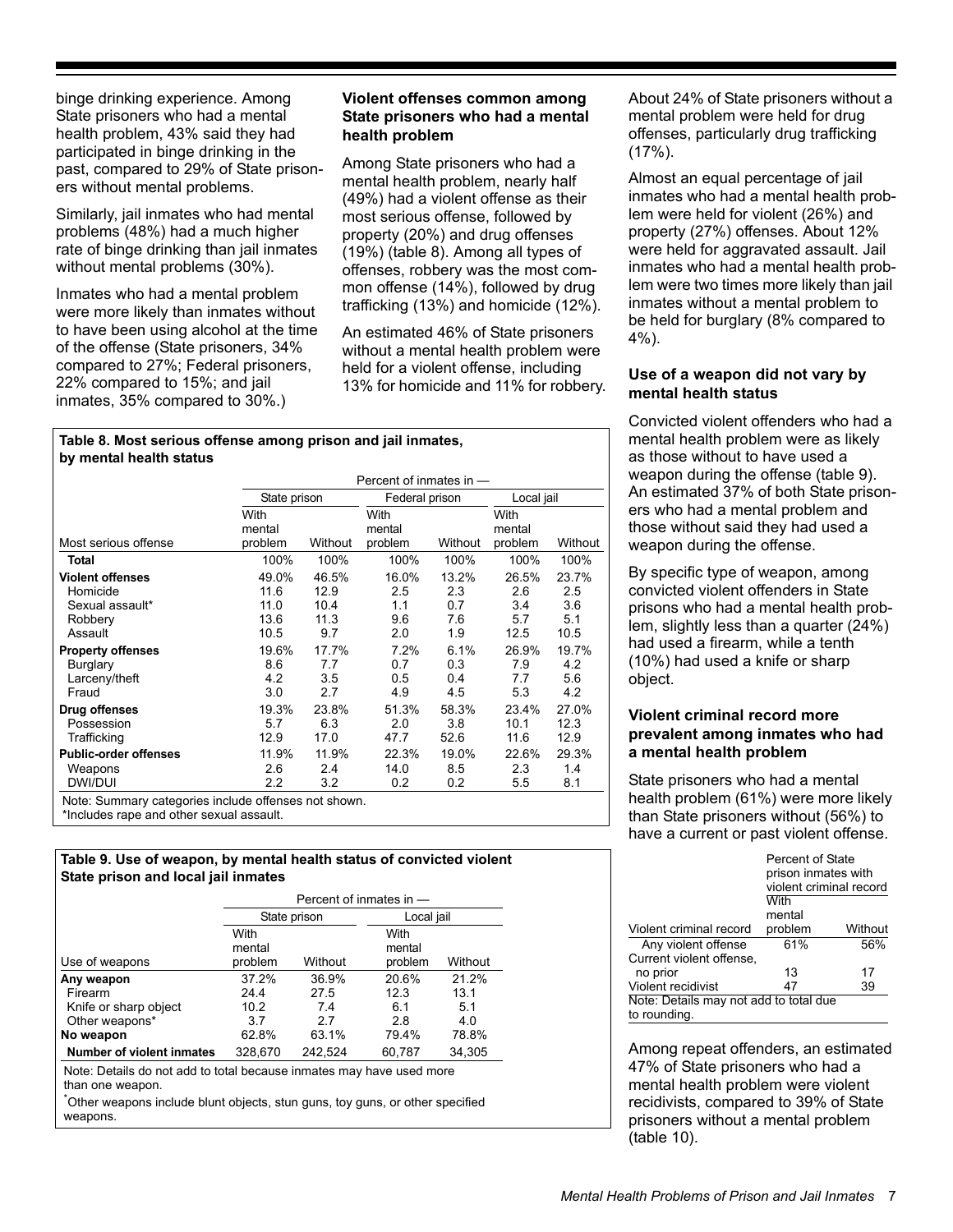binge drinking experience. Among State prisoners who had a mental health problem, 43% said they had participated in binge drinking in the past, compared to 29% of State prisoners without mental problems.

Similarly, jail inmates who had mental problems (48%) had a much higher rate of binge drinking than jail inmates without mental problems (30%).

Inmates who had a mental problem were more likely than inmates without to have been using alcohol at the time of the offense (State prisoners, 34% compared to 27%; Federal prisoners, 22% compared to 15%; and jail inmates, 35% compared to 30%.)

### Violent offenses common among State prisoners who had a mental health problem

Among State prisoners who had a mental health problem, nearly half (49%) had a violent offense as their most serious offense, followed by property (20%) and drug offenses (19%) (table 8). Among all types of offenses, robbery was the most common offense (14%), followed by drug trafficking (13%) and homicide (12%).

An estimated 46% of State prisoners without a mental health problem were held for a violent offense, including 13% for homicide and 11% for robbery.

About 24% of State prisoners without a mental problem were held for drug offenses, particularly drug trafficking (17%).

Almost an equal percentage of jail inmates who had a mental health problem were held for violent (26%) and property (27%) offenses. About 12% were held for aggravated assault. Jail inmates who had a mental health problem were two times more likely than jail inmates without a mental problem to be held for burglary (8% compared to 4%).

**Table 8. Most serious offense among prison and jail inmates, by mental health status**

| | Percent of inmates in — | | | | | |
|---|---|---|---|---|---|---|
| | State prison | | Federal prison | | Local jail | |
| Most serious offense | With mental problem | Without | With mental problem | Without | With mental problem | Without |
| **Total** | 100% | 100% | 100% | 100% | 100% | 100% |
| **Violent offenses** | 49.0% | 46.5% | 16.0% | 13.2% | 26.5% | 23.7% |
| Homicide | 11.6 | 12.9 | 2.5 | 2.3 | 2.6 | 2.5 |
| Sexual assault* | 11.0 | 10.4 | 1.1 | 0.7 | 3.4 | 3.6 |
| Robbery | 13.6 | 11.3 | 9.6 | 7.6 | 5.7 | 5.1 |
| Assault | 10.5 | 9.7 | 2.0 | 1.9 | 12.5 | 10.5 |
| **Property offenses** | 19.6% | 17.7% | 7.2% | 6.1% | 26.9% | 19.7% |
| Burglary | 8.6 | 7.7 | 0.7 | 0.3 | 7.9 | 4.2 |
| Larceny/theft | 4.2 | 3.5 | 0.5 | 0.4 | 7.7 | 5.6 |
| Fraud | 3.0 | 2.7 | 4.9 | 4.5 | 5.3 | 4.2 |
| **Drug offenses** | 19.3% | 23.8% | 51.3% | 58.3% | 23.4% | 27.0% |
| Possession | 5.7 | 6.3 | 2.0 | 3.8 | 10.1 | 12.3 |
| Trafficking | 12.9 | 17.0 | 47.7 | 52.6 | 11.6 | 12.9 |
| **Public-order offenses** | 11.9% | 11.9% | 22.3% | 19.0% | 22.6% | 29.3% |
| Weapons | 2.6 | 2.4 | 14.0 | 8.5 | 2.3 | 1.4 |
| DWI/DUI | 2.2 | 3.2 | 0.2 | 0.2 | 5.5 | 8.1 |

Note: Summary categories include offenses not shown.
*Includes rape and other sexual assault.

### Use of a weapon did not vary by mental health status

Convicted violent offenders who had a mental health problem were as likely as those without to have used a weapon during the offense (table 9). An estimated 37% of both State prisoners who had a mental problem and those without said they had used a weapon during the offense.

By specific type of weapon, among convicted violent offenders in State prisons who had a mental health problem, slightly less than a quarter (24%) had used a firearm, while a tenth (10%) had used a knife or sharp object.

**Table 9. Use of weapon, by mental health status of convicted violent State prison and local jail inmates**

| | Percent of inmates in — | | | |
|---|---|---|---|---|
| | State prison | | Local jail | |
| Use of weapons | With mental problem | Without | With mental problem | Without |
| **Any weapon** | 37.2% | 36.9% | 20.6% | 21.2% |
| Firearm | 24.4 | 27.5 | 12.3 | 13.1 |
| Knife or sharp object | 10.2 | 7.4 | 6.1 | 5.1 |
| Other weapons* | 3.7 | 2.7 | 2.8 | 4.0 |
| **No weapon** | 62.8% | 63.1% | 79.4% | 78.8% |
| **Number of violent inmates** | 328,670 | 242,524 | 60,787 | 34,305 |

Note: Details do not add to total because inmates may have used more than one weapon.
*Other weapons include blunt objects, stun guns, toy guns, or other specified weapons.

### Violent criminal record more prevalent among inmates who had a mental health problem

State prisoners who had a mental health problem (61%) were more likely than State prisoners without (56%) to have a current or past violent offense.

| | Percent of State prison inmates with violent criminal record | |
|---|---|---|
| Violent criminal record | With mental problem | Without |
| Any violent offense | 61% | 56% |
| Current violent offense, no prior | 13 | 17 |
| Violent recidivist | 47 | 39 |

Note: Details may not add to total due to rounding.

Among repeat offenders, an estimated 47% of State prisoners who had a mental health problem were violent recidivists, compared to 39% of State prisoners without a mental problem (table 10).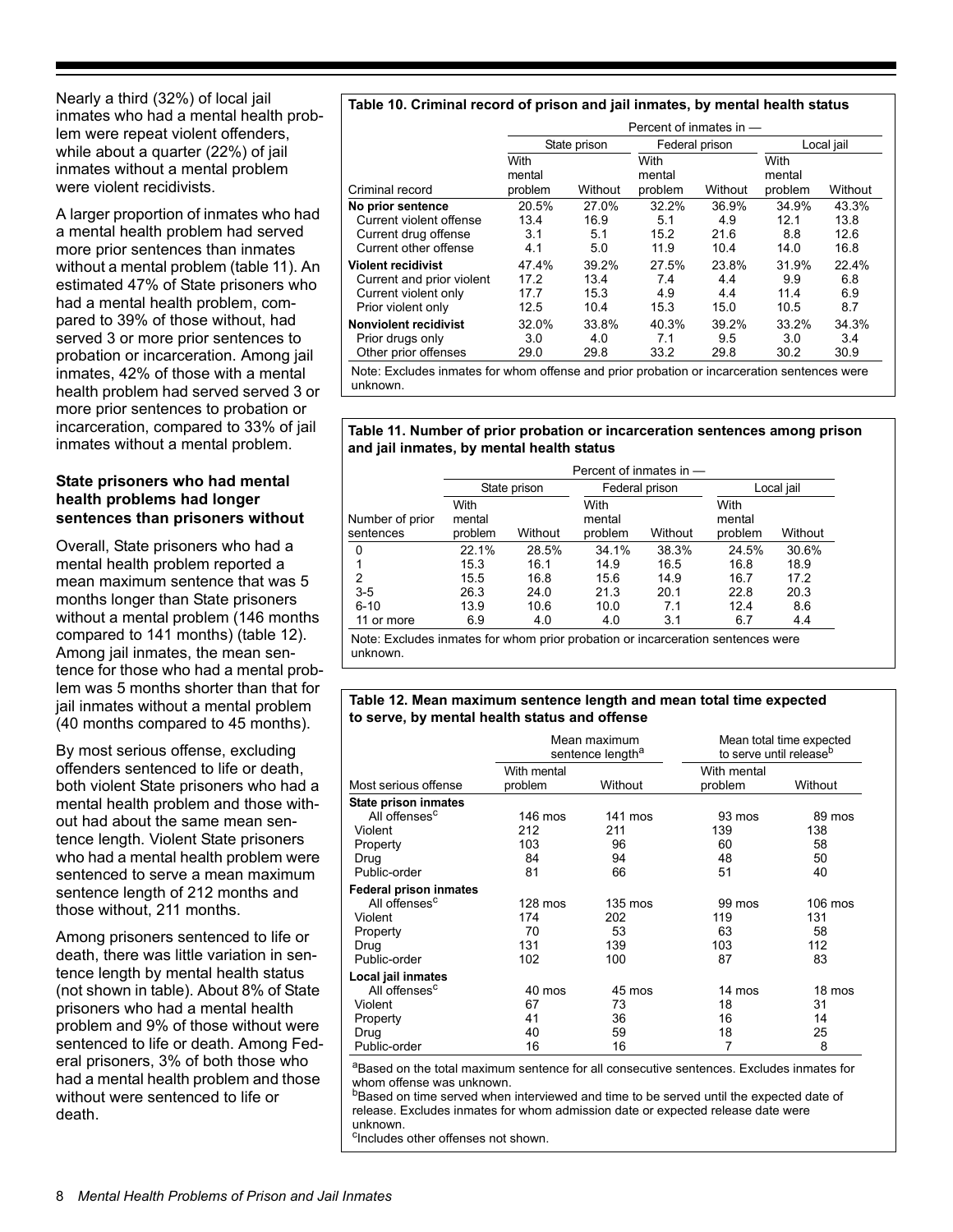Nearly a third (32%) of local jail inmates who had a mental health problem were repeat violent offenders, while about a quarter (22%) of jail inmates without a mental problem were violent recidivists.

A larger proportion of inmates who had a mental health problem had served more prior sentences than inmates without a mental problem (table 11). An estimated 47% of State prisoners who had a mental health problem, compared to 39% of those without, had served 3 or more prior sentences to probation or incarceration. Among jail inmates, 42% of those with a mental health problem had served served 3 or more prior sentences to probation or incarceration, compared to 33% of jail inmates without a mental problem.

### State prisoners who had mental health problems had longer sentences than prisoners without

Overall, State prisoners who had a mental health problem reported a mean maximum sentence that was 5 months longer than State prisoners without a mental problem (146 months compared to 141 months) (table 12). Among jail inmates, the mean sentence for those who had a mental problem was 5 months shorter than that for jail inmates without a mental problem (40 months compared to 45 months).

By most serious offense, excluding offenders sentenced to life or death, both violent State prisoners who had a mental health problem and those without had about the same mean sentence length. Violent State prisoners who had a mental health problem were sentenced to serve a mean maximum sentence length of 212 months and those without, 211 months.

Among prisoners sentenced to life or death, there was little variation in sentence length by mental health status (not shown in table). About 8% of State prisoners who had a mental health problem and 9% of those without were sentenced to life or death. Among Federal prisoners, 3% of both those who had a mental health problem and those without were sentenced to life or death.

**Table 10. Criminal record of prison and jail inmates, by mental health status**

| | Percent of inmates in — | | | | | |
|---|---|---|---|---|---|---|
| | State prison | | Federal prison | | Local jail | |
| Criminal record | With mental problem | Without | With mental problem | Without | With mental problem | Without |
| **No prior sentence** | 20.5% | 27.0% | 32.2% | 36.9% | 34.9% | 43.3% |
| Current violent offense | 13.4 | 16.9 | 5.1 | 4.9 | 12.1 | 13.8 |
| Current drug offense | 3.1 | 5.1 | 15.2 | 21.6 | 8.8 | 12.6 |
| Current other offense | 4.1 | 5.0 | 11.9 | 10.4 | 14.0 | 16.8 |
| **Violent recidivist** | 47.4% | 39.2% | 27.5% | 23.8% | 31.9% | 22.4% |
| Current and prior violent | 17.2 | 13.4 | 7.4 | 4.4 | 9.9 | 6.8 |
| Current violent only | 17.7 | 15.3 | 4.9 | 4.4 | 11.4 | 6.9 |
| Prior violent only | 12.5 | 10.4 | 15.3 | 15.0 | 10.5 | 8.7 |
| **Nonviolent recidivist** | 32.0% | 33.8% | 40.3% | 39.2% | 33.2% | 34.3% |
| Prior drugs only | 3.0 | 4.0 | 7.1 | 9.5 | 3.0 | 3.4 |
| Other prior offenses | 29.0 | 29.8 | 33.2 | 29.8 | 30.2 | 30.9 |

Note: Excludes inmates for whom offense and prior probation or incarceration sentences were unknown.

**Table 11. Number of prior probation or incarceration sentences among prison and jail inmates, by mental health status**

| | Percent of inmates in — | | | | | |
|---|---|---|---|---|---|---|
| | State prison | | Federal prison | | Local jail | |
| Number of prior sentences | With mental problem | Without | With mental problem | Without | With mental problem | Without |
| 0 | 22.1% | 28.5% | 34.1% | 38.3% | 24.5% | 30.6% |
| 1 | 15.3 | 16.1 | 14.9 | 16.5 | 16.8 | 18.9 |
| 2 | 15.5 | 16.8 | 15.6 | 14.9 | 16.7 | 17.2 |
| 3-5 | 26.3 | 24.0 | 21.3 | 20.1 | 22.8 | 20.3 |
| 6-10 | 13.9 | 10.6 | 10.0 | 7.1 | 12.4 | 8.6 |
| 11 or more | 6.9 | 4.0 | 4.0 | 3.1 | 6.7 | 4.4 |

Note: Excludes inmates for whom prior probation or incarceration sentences were unknown.

**Table 12. Mean maximum sentence length and mean total time expected to serve, by mental health status and offense**

| | Mean maximum sentence length[a] | | Mean total time expected to serve until release[b] | |
|---|---|---|---|---|
| Most serious offense | With mental problem | Without | With mental problem | Without |
| **State prison inmates** | | | | |
| All offenses[c] | 146 mos | 141 mos | 93 mos | 89 mos |
| Violent | 212 | 211 | 139 | 138 |
| Property | 103 | 96 | 60 | 58 |
| Drug | 84 | 94 | 48 | 50 |
| Public-order | 81 | 66 | 51 | 40 |
| **Federal prison inmates** | | | | |
| All offenses[c] | 128 mos | 135 mos | 99 mos | 106 mos |
| Violent | 174 | 202 | 119 | 131 |
| Property | 70 | 53 | 63 | 58 |
| Drug | 131 | 139 | 103 | 112 |
| Public-order | 102 | 100 | 87 | 83 |
| **Local jail inmates** | | | | |
| All offenses[c] | 40 mos | 45 mos | 14 mos | 18 mos |
| Violent | 67 | 73 | 18 | 31 |
| Property | 41 | 36 | 16 | 14 |
| Drug | 40 | 59 | 18 | 25 |
| Public-order | 16 | 16 | 7 | 8 |

[a]Based on the total maximum sentence for all consecutive sentences. Excludes inmates for whom offense was unknown.
[b]Based on time served when interviewed and time to be served until the expected date of release. Excludes inmates for whom admission date or expected release date were unknown.
[c]Includes other offenses not shown.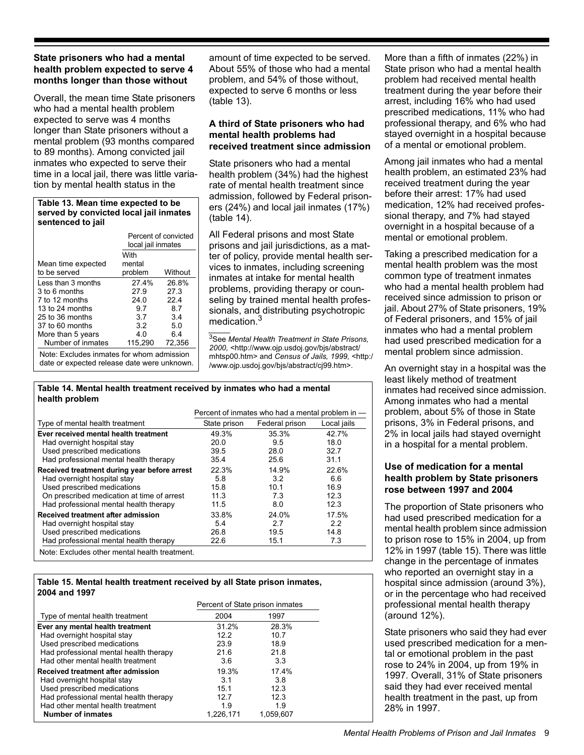### State prisoners who had a mental health problem expected to serve 4 months longer than those without

Overall, the mean time State prisoners who had a mental health problem expected to serve was 4 months longer than State prisoners without a mental problem (93 months compared to 89 months). Among convicted jail inmates who expected to serve their time in a local jail, there was little variation by mental health status in the amount of time expected to be served. About 55% of those who had a mental problem, and 54% of those without, expected to serve 6 months or less (table 13).

**Table 13. Mean time expected to be served by convicted local jail inmates sentenced to jail**

| Mean time expected to be served | Percent of convicted local jail inmates | |
|---|---|---|
| | With mental problem | Without |
| Less than 3 months | 27.4% | 26.8% |
| 3 to 6 months | 27.9 | 27.3 |
| 7 to 12 months | 24.0 | 22.4 |
| 13 to 24 months | 9.7 | 8.7 |
| 25 to 36 months | 3.7 | 3.4 |
| 37 to 60 months | 3.2 | 5.0 |
| More than 5 years | 4.0 | 6.4 |
| Number of inmates | 115,290 | 72,356 |

Note: Excludes inmates for whom admission date or expected release date were unknown.

### A third of State prisoners who had mental health problems had received treatment since admission

State prisoners who had a mental health problem (34%) had the highest rate of mental health treatment since admission, followed by Federal prisoners (24%) and local jail inmates (17%) (table 14).

All Federal prisons and most State prisons and jail jurisdictions, as a matter of policy, provide mental health services to inmates, including screening inmates at intake for mental health problems, providing therapy or counseling by trained mental health professionals, and distributing psychotropic medication.[3]

[3]See *Mental Health Treatment in State Prisons, 2000,* <http://www.ojp.usdoj.gov/bjs/abstract/mhtsp00.htm> and *Census of Jails, 1999,* <http://www.ojp.usdoj.gov/bjs/abstract/cj99.htm>.

More than a fifth of inmates (22%) in State prison who had a mental health problem had received mental health treatment during the year before their arrest, including 16% who had used prescribed medications, 11% who had professional therapy, and 6% who had stayed overnight in a hospital because of a mental or emotional problem.

Among jail inmates who had a mental health problem, an estimated 23% had received treatment during the year before their arrest: 17% had used medication, 12% had received professional therapy, and 7% had stayed overnight in a hospital because of a mental or emotional problem.

Taking a prescribed medication for a mental health problem was the most common type of treatment inmates who had a mental health problem had received since admission to prison or jail. About 27% of State prisoners, 19% of Federal prisoners, and 15% of jail inmates who had a mental problem had used prescribed medication for a mental problem since admission.

An overnight stay in a hospital was the least likely method of treatment inmates had received since admission. Among inmates who had a mental problem, about 5% of those in State prisons, 3% in Federal prisons, and 2% in local jails had stayed overnight in a hospital for a mental problem.

**Table 14. Mental health treatment received by inmates who had a mental health problem**

| Type of mental health treatment | Percent of inmates who had a mental problem in — | | |
|---|---|---|---|
| | State prison | Federal prison | Local jails |
| **Ever received mental health treatment** | 49.3% | 35.3% | 42.7% |
| Had overnight hospital stay | 20.0 | 9.5 | 18.0 |
| Used prescribed medications | 39.5 | 28.0 | 32.7 |
| Had professional mental health therapy | 35.4 | 25.6 | 31.1 |
| **Received treatment during year before arrest** | 22.3% | 14.9% | 22.6% |
| Had overnight hospital stay | 5.8 | 3.2 | 6.6 |
| Used prescribed medications | 15.8 | 10.1 | 16.9 |
| On prescribed medication at time of arrest | 11.3 | 7.3 | 12.3 |
| Had professional mental health therapy | 11.5 | 8.0 | 12.3 |
| **Received treatment after admission** | 33.8% | 24.0% | 17.5% |
| Had overnight hospital stay | 5.4 | 2.7 | 2.2 |
| Used prescribed medications | 26.8 | 19.5 | 14.8 |
| Had professional mental health therapy | 22.6 | 15.1 | 7.3 |

Note: Excludes other mental health treatment.

### Use of medication for a mental health problem by State prisoners rose between 1997 and 2004

The proportion of State prisoners who had used prescribed medication for a mental health problem since admission to prison rose to 15% in 2004, up from 12% in 1997 (table 15). There was little change in the percentage of inmates who reported an overnight stay in a hospital since admission (around 3%), or in the percentage who had received professional mental health therapy (around 12%).

State prisoners who said they had ever used prescribed medication for a mental or emotional problem in the past rose to 24% in 2004, up from 19% in 1997. Overall, 31% of State prisoners said they had ever received mental health treatment in the past, up from 28% in 1997.

**Table 15. Mental health treatment received by all State prison inmates, 2004 and 1997**

| Type of mental health treatment | Percent of State prison inmates | |
|---|---|---|
| | 2004 | 1997 |
| **Ever any mental health treatment** | 31.2% | 28.3% |
| Had overnight hospital stay | 12.2 | 10.7 |
| Used prescribed medications | 23.9 | 18.9 |
| Had professional mental health therapy | 21.6 | 21.8 |
| Had other mental health treatment | 3.6 | 3.3 |
| **Received treatment after admission** | 19.3% | 17.4% |
| Had overnight hospital stay | 3.1 | 3.8 |
| Used prescribed medications | 15.1 | 12.3 |
| Had professional mental health therapy | 12.7 | 12.3 |
| Had other mental health treatment | 1.9 | 1.9 |
| **Number of inmates** | 1,226,171 | 1,059,607 |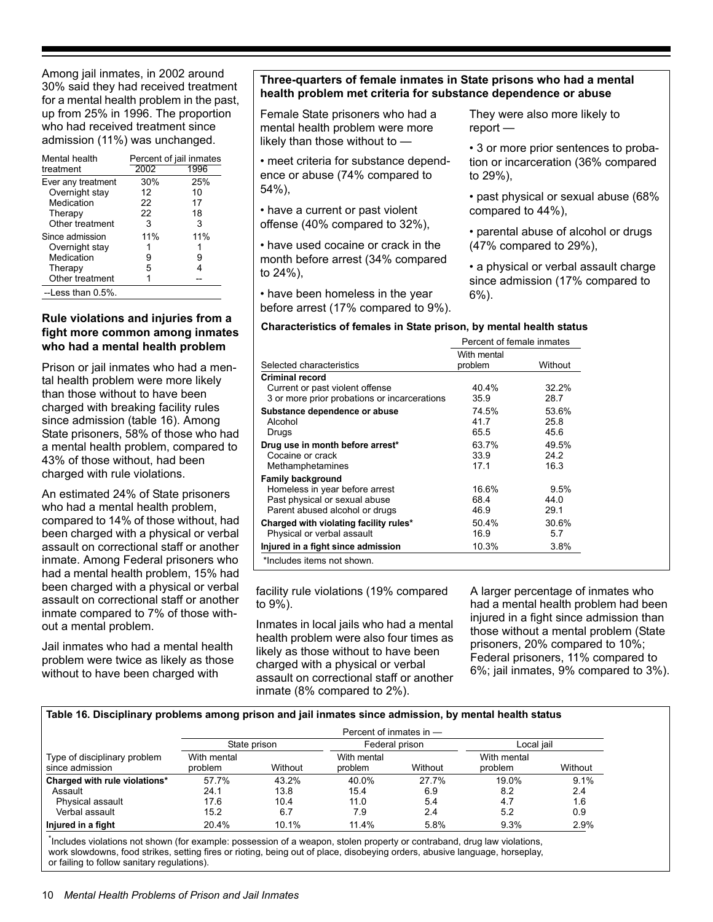Among jail inmates, in 2002 around 30% said they had received treatment for a mental health problem in the past, up from 25% in 1996. The proportion who had received treatment since admission (11%) was unchanged.

| Mental health treatment | Percent of jail inmates | |
|---|---|---|
| | 2002 | 1996 |
| Ever any treatment | 30% | 25% |
| Overnight stay | 12 | 10 |
| Medication | 22 | 17 |
| Therapy | 22 | 18 |
| Other treatment | 3 | 3 |
| Since admission | 11% | 11% |
| Overnight stay | 1 | 1 |
| Medication | 9 | 9 |
| Therapy | 5 | 4 |
| Other treatment | 1 | -- |

--Less than 0.5%.

### Rule violations and injuries from a fight more common among inmates who had a mental health problem

Prison or jail inmates who had a mental health problem were more likely than those without to have been charged with breaking facility rules since admission (table 16). Among State prisoners, 58% of those who had a mental health problem, compared to 43% of those without, had been charged with rule violations.

An estimated 24% of State prisoners who had a mental health problem, compared to 14% of those without, had been charged with a physical or verbal assault on correctional staff or another inmate. Among Federal prisoners who had a mental health problem, 15% had been charged with a physical or verbal assault on correctional staff or another inmate compared to 7% of those without a mental problem.

Jail inmates who had a mental health problem were twice as likely as those without to have been charged with facility rule violations (19% compared to 9%).

Inmates in local jails who had a mental health problem were also four times as likely as those without to have been charged with a physical or verbal assault on correctional staff or another inmate (8% compared to 2%).

A larger percentage of inmates who had a mental health problem had been injured in a fight since admission than those without a mental problem (State prisoners, 20% compared to 10%; Federal prisoners, 11% compared to 6%; jail inmates, 9% compared to 3%).

**Three-quarters of female inmates in State prisons who had a mental health problem met criteria for substance dependence or abuse**

Female State prisoners who had a mental health problem were more likely than those without to —

- meet criteria for substance dependence or abuse (74% compared to 54%),
- have a current or past violent offense (40% compared to 32%),
- have used cocaine or crack in the month before arrest (34% compared to 24%),
- have been homeless in the year before arrest (17% compared to 9%).

They were also more likely to report —

- 3 or more prior sentences to probation or incarceration (36% compared to 29%),
- past physical or sexual abuse (68% compared to 44%),
- parental abuse of alcohol or drugs (47% compared to 29%),
- a physical or verbal assault charge since admission (17% compared to 6%).

**Characteristics of females in State prison, by mental health status**

| Selected characteristics | Percent of female inmates | |
|---|---|---|
| | With mental problem | Without |
| **Criminal record** | | |
| Current or past violent offense | 40.4% | 32.2% |
| 3 or more prior probations or incarcerations | 35.9 | 28.7 |
| **Substance dependence or abuse** | 74.5% | 53.6% |
| Alcohol | 41.7 | 25.8 |
| Drugs | 65.5 | 45.6 |
| **Drug use in month before arrest*** | 63.7% | 49.5% |
| Cocaine or crack | 33.9 | 24.2 |
| Methamphetamines | 17.1 | 16.3 |
| **Family background** | | |
| Homeless in year before arrest | 16.6% | 9.5% |
| Past physical or sexual abuse | 68.4 | 44.0 |
| Parent abused alcohol or drugs | 46.9 | 29.1 |
| **Charged with violating facility rules*** | 50.4% | 30.6% |
| Physical or verbal assault | 16.9 | 5.7 |
| **Injured in a fight since admission** | 10.3% | 3.8% |

*Includes items not shown.

**Table 16. Disciplinary problems among prison and jail inmates since admission, by mental health status**

| Type of disciplinary problem since admission | Percent of inmates in — State prison | | Federal prison | | Local jail | |
|---|---|---|---|---|---|---|
| | With mental problem | Without | With mental problem | Without | With mental problem | Without |
| **Charged with rule violations*** | 57.7% | 43.2% | 40.0% | 27.7% | 19.0% | 9.1% |
| Assault | 24.1 | 13.8 | 15.4 | 6.9 | 8.2 | 2.4 |
| Physical assault | 17.6 | 10.4 | 11.0 | 5.4 | 4.7 | 1.6 |
| Verbal assault | 15.2 | 6.7 | 7.9 | 2.4 | 5.2 | 0.9 |
| **Injured in a fight** | 20.4% | 10.1% | 11.4% | 5.8% | 9.3% | 2.9% |

*Includes violations not shown (for example: possession of a weapon, stolen property or contraband, drug law violations, work slowdowns, food strikes, setting fires or rioting, being out of place, disobeying orders, abusive language, horseplay, or failing to follow sanitary regulations).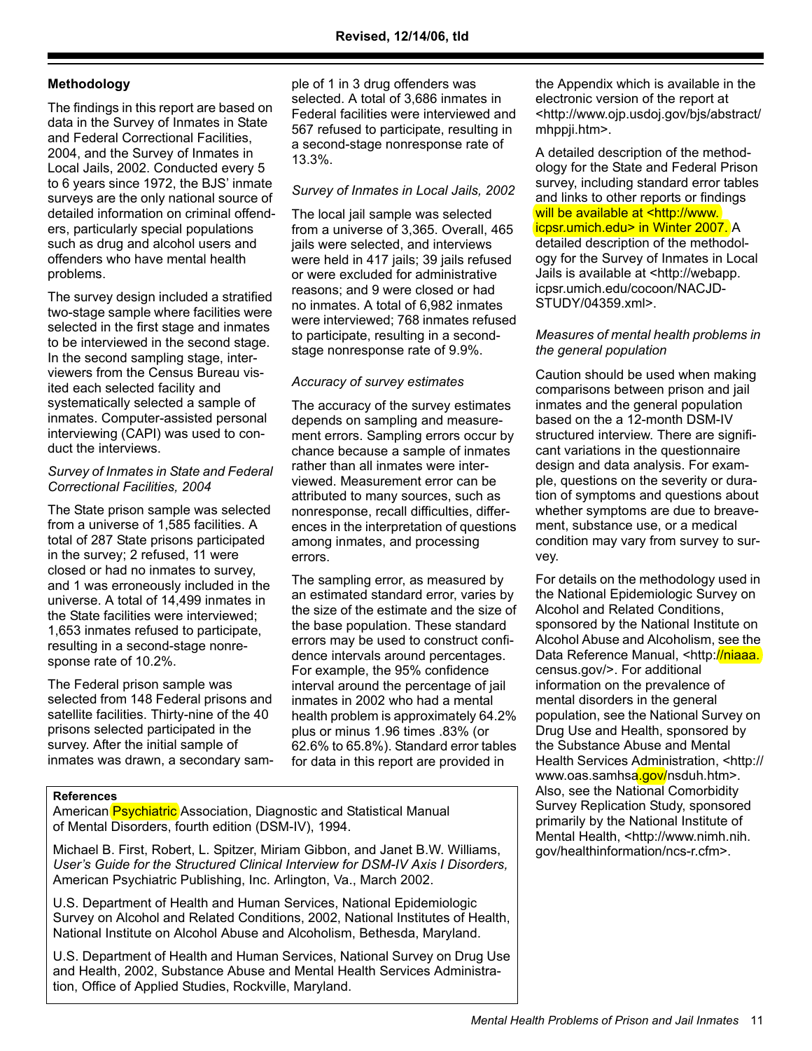Revised, 12/14/06, tld

## Methodology

The findings in this report are based on data in the Survey of Inmates in State and Federal Correctional Facilities, 2004, and the Survey of Inmates in Local Jails, 2002. Conducted every 5 to 6 years since 1972, the BJS' inmate surveys are the only national source of detailed information on criminal offenders, particularly special populations such as drug and alcohol users and offenders who have mental health problems.

The survey design included a stratified two-stage sample where facilities were selected in the first stage and inmates to be interviewed in the second stage. In the second sampling stage, interviewers from the Census Bureau visited each selected facility and systematically selected a sample of inmates. Computer-assisted personal interviewing (CAPI) was used to conduct the interviews.

### *Survey of Inmates in State and Federal Correctional Facilities, 2004*

The State prison sample was selected from a universe of 1,585 facilities. A total of 287 State prisons participated in the survey; 2 refused, 11 were closed or had no inmates to survey, and 1 was erroneously included in the universe. A total of 14,499 inmates in the State facilities were interviewed; 1,653 inmates refused to participate, resulting in a second-stage nonresponse rate of 10.2%.

The Federal prison sample was selected from 148 Federal prisons and satellite facilities. Thirty-nine of the 40 prisons selected participated in the survey. After the initial sample of inmates was drawn, a secondary sample of 1 in 3 drug offenders was selected. A total of 3,686 inmates in Federal facilities were interviewed and 567 refused to participate, resulting in a second-stage nonresponse rate of 13.3%.

### *Survey of Inmates in Local Jails, 2002*

The local jail sample was selected from a universe of 3,365. Overall, 465 jails were selected, and interviews were held in 417 jails; 39 jails refused or were excluded for administrative reasons; and 9 were closed or had no inmates. A total of 6,982 inmates were interviewed; 768 inmates refused to participate, resulting in a second-stage nonresponse rate of 9.9%.

### *Accuracy of survey estimates*

The accuracy of the survey estimates depends on sampling and measurement errors. Sampling errors occur by chance because a sample of inmates rather than all inmates were interviewed. Measurement error can be attributed to many sources, such as nonresponse, recall difficulties, differences in the interpretation of questions among inmates, and processing errors.

The sampling error, as measured by an estimated standard error, varies by the size of the estimate and the size of the base population. These standard errors may be used to construct confidence intervals around percentages. For example, the 95% confidence interval around the percentage of jail inmates in 2002 who had a mental health problem is approximately 64.2% plus or minus 1.96 times .83% (or 62.6% to 65.8%). Standard error tables for data in this report are provided in the Appendix which is available in the electronic version of the report at <http://www.ojp.usdoj.gov/bjs/abstract/mhppji.htm>.

A detailed description of the methodology for the State and Federal Prison survey, including standard error tables and links to other reports or findings will be available at <http://www.icpsr.umich.edu> in Winter 2007. A detailed description of the methodology for the Survey of Inmates in Local Jails is available at <http://webapp.icpsr.umich.edu/cocoon/NACJD-STUDY/04359.xml>.

### *Measures of mental health problems in the general population*

Caution should be used when making comparisons between prison and jail inmates and the general population based on the a 12-month DSM-IV structured interview. There are significant variations in the questionnaire design and data analysis. For example, questions on the severity or duration of symptoms and questions about whether symptoms are due to bereavement, substance use, or a medical condition may vary from survey to survey.

For details on the methodology used in the National Epidemiologic Survey on Alcohol and Related Conditions, sponsored by the National Institute on Alcohol Abuse and Alcoholism, see the Data Reference Manual, <http://niaaa.census.gov/>. For additional information on the prevalence of mental disorders in the general population, see the National Survey on Drug Use and Health, sponsored by the Substance Abuse and Mental Health Services Administration, <http://www.oas.samhsa.gov/nsduh.htm>. Also, see the National Comorbidity Survey Replication Study, sponsored primarily by the National Institute of Mental Health, <http://www.nimh.nih.gov/healthinformation/ncs-r.cfm>.

**References**

American Psychiatric Association, Diagnostic and Statistical Manual of Mental Disorders, fourth edition (DSM-IV), 1994.

Michael B. First, Robert, L. Spitzer, Miriam Gibbon, and Janet B.W. Williams, *User's Guide for the Structured Clinical Interview for DSM-IV Axis I Disorders,* American Psychiatric Publishing, Inc. Arlington, Va., March 2002.

U.S. Department of Health and Human Services, National Epidemiologic Survey on Alcohol and Related Conditions, 2002, National Institutes of Health, National Institute on Alcohol Abuse and Alcoholism, Bethesda, Maryland.

U.S. Department of Health and Human Services, National Survey on Drug Use and Health, 2002, Substance Abuse and Mental Health Services Administration, Office of Applied Studies, Rockville, Maryland.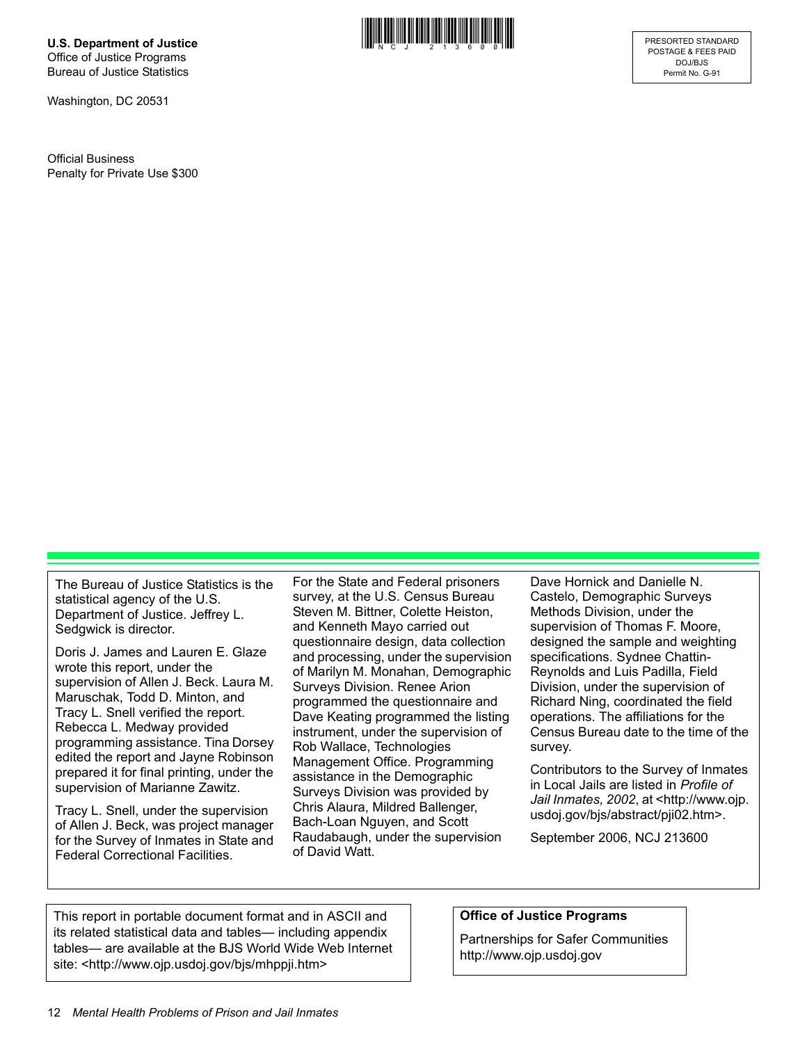**U.S. Department of Justice**
Office of Justice Programs
Bureau of Justice Statistics

Washington, DC 20531

Official Business
Penalty for Private Use $300

PRESORTED STANDARD
POSTAGE & FEES PAID
DOJ/BJS
Permit No. G-91

The Bureau of Justice Statistics is the statistical agency of the U.S. Department of Justice. Jeffrey L. Sedgwick is director.

Doris J. James and Lauren E. Glaze wrote this report, under the supervision of Allen J. Beck. Laura M. Maruschak, Todd D. Minton, and Tracy L. Snell verified the report. Rebecca L. Medway provided programming assistance. Tina Dorsey edited the report and Jayne Robinson prepared it for final printing, under the supervision of Marianne Zawitz.

Tracy L. Snell, under the supervision of Allen J. Beck, was project manager for the Survey of Inmates in State and Federal Correctional Facilities.

For the State and Federal prisoners survey, at the U.S. Census Bureau Steven M. Bittner, Colette Heiston, and Kenneth Mayo carried out questionnaire design, data collection and processing, under the supervision of Marilyn M. Monahan, Demographic Surveys Division. Renee Arion programmed the questionnaire and Dave Keating programmed the listing instrument, under the supervision of Rob Wallace, Technologies Management Office. Programming assistance in the Demographic Surveys Division was provided by Chris Alaura, Mildred Ballenger, Bach-Loan Nguyen, and Scott Raudabaugh, under the supervision of David Watt.

Dave Hornick and Danielle N. Castelo, Demographic Surveys Methods Division, under the supervision of Thomas F. Moore, designed the sample and weighting specifications. Sydnee Chattin-Reynolds and Luis Padilla, Field Division, under the supervision of Richard Ning, coordinated the field operations. The affiliations for the Census Bureau date to the time of the survey.

Contributors to the Survey of Inmates in Local Jails are listed in *Profile of Jail Inmates, 2002*, at <http://www.ojp.usdoj.gov/bjs/abstract/pji02.htm>.

September 2006, NCJ 213600

This report in portable document format and in ASCII and its related statistical data and tables— including appendix tables— are available at the BJS World Wide Web Internet site: <http://www.ojp.usdoj.gov/bjs/mhppji.htm>

**Office of Justice Programs**

Partnerships for Safer Communities
http://www.ojp.usdoj.gov